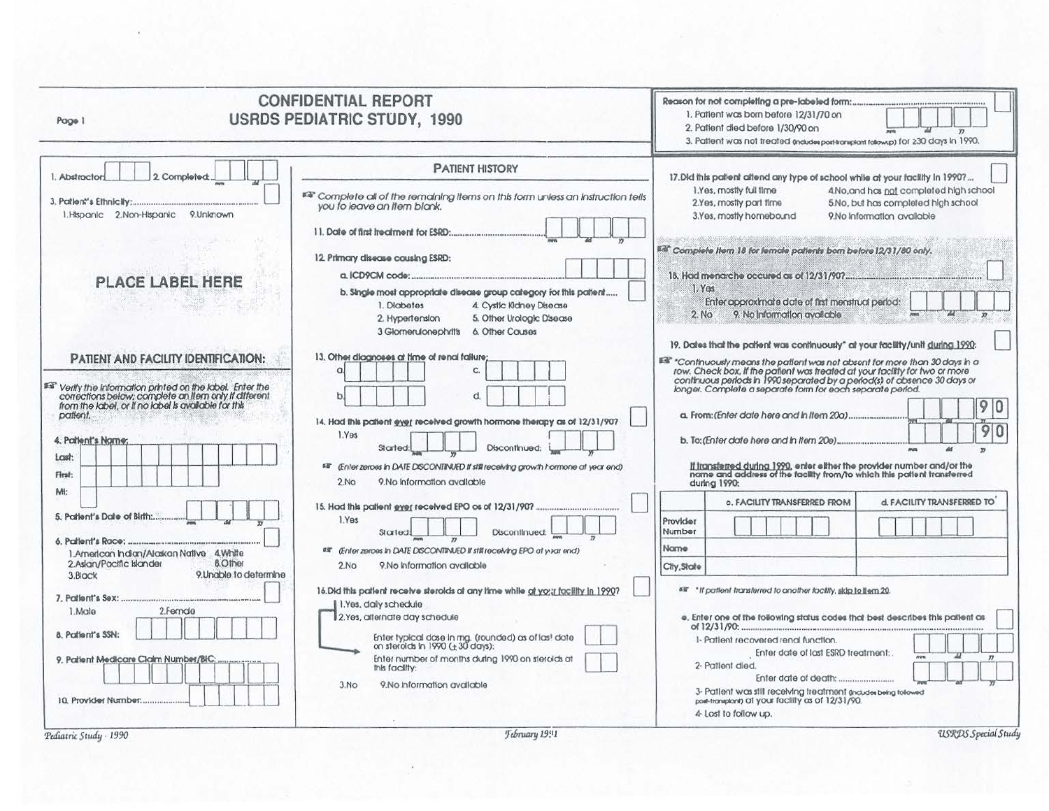# CONFIDENTIAL REPORT
# USRDS PEDIATRIC STUDY, 1990

Reason for not completing a pre-labeled form: .......................................

1. Patient was born before 12/31/70 on
2. Patient died before 1/30/90 on
3. Patient was not treated (includes post-transplant followup) for ≥30 days in 1990.

(mm dd yy)

1. Abstractor: ☐☐☐ 2. Completed: ☐☐/☐☐ (mm dd)

3. Patient's Ethnicity: ........................................ ☐
1.Hispanic 2.Non-Hispanic 9.Unknown

**PLACE LABEL HERE**

## PATIENT AND FACILITY IDENTIFICATION:

☞ Verify the information printed on the label. Enter the corrections below; complete an item only if different from the label, or if no label is available for this patient.

4. Patient's Name:
   - Last:
   - First:
   - MI:

5. Patient's Date of Birth: ☐☐/☐☐/☐☐ (mm dd yy)

6. Patient's Race: ........................................ ☐
   - 1.American Indian/Alaskan Native
   - 2.Asian/Pacific Islander
   - 3.Black
   - 4.White
   - 8.Other
   - 9.Unable to determine

7. Patient's Sex: ........................................ ☐
   - 1.Male
   - 2.Female

8. Patient's SSN:

9. Patient Medicare Claim Number/BIC: ...............

10. Provider Number: ...................

## PATIENT HISTORY

☞ Complete all of the remaining items on this form unless an instruction tells you to leave an item blank.

11. Date of first treatment for ESRD: ........................ ☐☐/☐☐/☐☐ (mm dd yy)

12. Primary disease causing ESRD:
   a. ICD9CM code: ........................................
   b. Single most appropriate disease group category for this patient..... ☐
      - 1. Diabetes
      - 2. Hypertension
      - 3 Glomerulonephritis
      - 4. Cystic Kidney Disease
      - 5. Other Urologic Disease
      - 6. Other Causes

13. Other diagnoses at time of renal failure:
   a. ☐☐☐☐☐ c. ☐☐☐☐☐
   b. ☐☐☐☐☐ d. ☐☐☐☐☐

14. Had this patient ever received growth hormone therapy as of 12/31/90? ☐
   - 1.Yes Started: ☐☐/☐☐ (mm yy) Discontinued: ☐☐/☐☐ (mm yy)
   - ☞ (Enter zeroes in DATE DISCONTINUED if still receiving growth hormone at year end)
   - 2.No 9.No information available

15. Had this patient ever received EPO as of 12/31/90? ........................ ☐
   - 1.Yes Started: ☐☐/☐☐ (mm yy) Discontinued: ☐☐/☐☐ (mm yy)
   - ☞ (Enter zeroes in DATE DISCONTINUED if still receiving EPO at year end)
   - 2.No 9.No information available

16. Did this patient receive steroids at any time while at your facility in 1990? ☐
   - 1.Yes, daily schedule
   - 2.Yes, alternate day schedule
     - Enter typical dose in mg. (rounded) as of last date on steroids in 1990 (± 30 days): ☐☐
     - Enter number of months during 1990 on steroids at this facility: ☐☐
   - 3.No 9.No information available

17. Did this patient attend any type of school while at your facility in 1990? ... ☐
   - 1.Yes, mostly full time
   - 2.Yes, mostly part time
   - 3.Yes, mostly homebound
   - 4.No, and has not completed high school
   - 5.No, but has completed high school
   - 9.No information available

☞ Complete item 18 for female patients born before 12/31/80 only.

18. Had menarche occured as of 12/31/90? ........................................ ☐
   - 1.Yes
     - Enter approximate date of first menstrual period: ☐☐/☐☐/☐☐ (mm dd yy)
   - 2. No 9. No information available

19. Dates that the patient was continuously* at your facility/unit during 1990: ☐

☞ *Continuously means the patient was not absent for more than 30 days in a row. Check box, if the patient was treated at your facility for two or more continuous periods in 1990 separated by a period(s) of absence 30 days or longer. Complete a separate form for each separate period.

a. From: (Enter date here and in item 20a)........................ ☐☐/☐☐/90 (mm dd yy)

b. To: (Enter date here and in item 20e)........................ ☐☐/☐☐/90 (mm dd yy)

If transferred during 1990, enter either the provider number and/or the name and address of the facility from/to which this patient transferred during 1990:

| | c. FACILITY TRANSFERRED FROM | d. FACILITY TRANSFERRED TO |
|---|---|---|
| Provider Number | | |
| Name | | |
| City, State | | |

☞ *If patient transferred to another facility, skip to item 20.

e. Enter one of the following status codes that best describes this patient as of 12/31/90: ........................................ ☐
   - 1- Patient recovered renal function.
     - Enter date of last ESRD treatment: ☐☐/☐☐/☐☐ (mm dd yy)
   - 2- Patient died.
     - Enter date of death: ........................ ☐☐/☐☐/☐☐ (mm dd yy)
   - 3- Patient was still receiving treatment (includes being followed post-transplant) at your facility as of 12/31/90.
   - 4- Lost to follow up.

*Pediatric Study - 1990* | *February 1991* | *USRDS Special Study*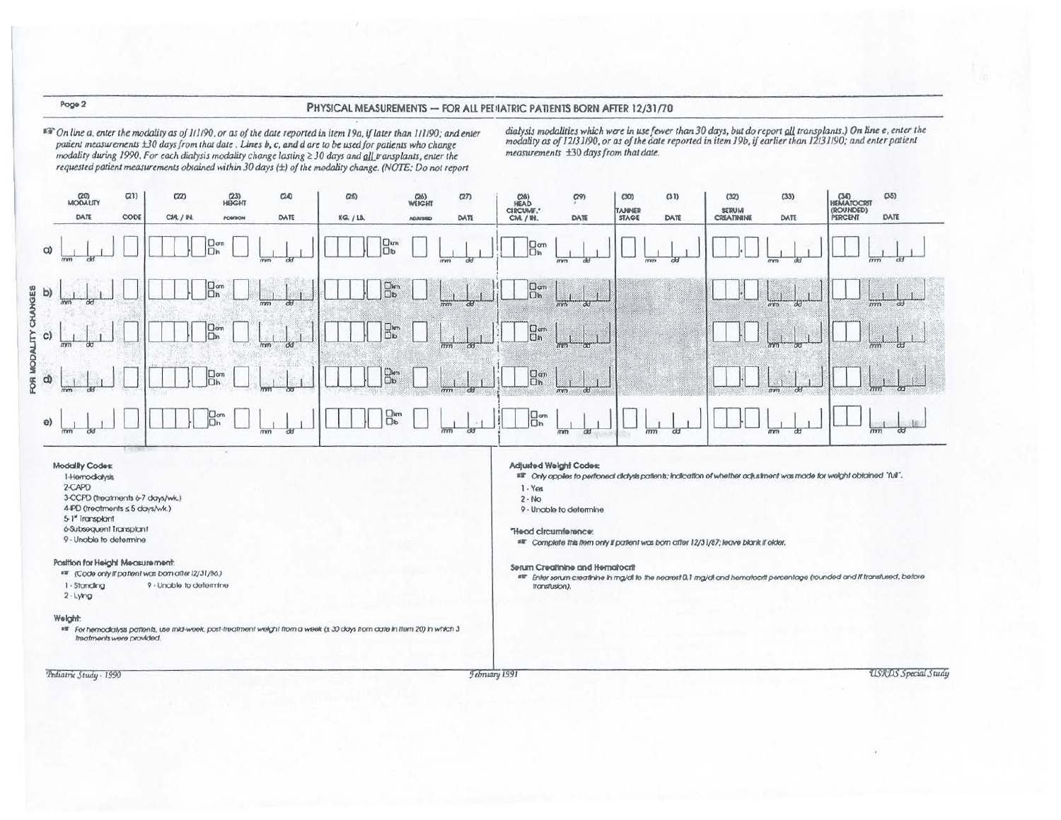## PHYSICAL MEASUREMENTS — FOR ALL PEDIATRIC PATIENTS BORN AFTER 12/31/70

☞ *On line a, enter the modality as of 1/1/90, or as of the date reported in item 19a, if later than 1/1/90; and enter patient measurements ±30 days from that date. Lines b, c, and d are to be used for patients who change modality during 1990. For each dialysis modality change lasting ≥ 30 days and all transplants, enter the requested patient measurements obtained within 30 days (±) of the modality change. (NOTE: Do not report dialysis modalities which were in use fewer than 30 days, but do report all transplants.) On line e, enter the modality as of 12/31/90, or as of the date reported in item 19b, if earlier than 12/31/90; and enter patient measurements ±30 days from that date.*

FOR MODALITY CHANGES

| | (20) MODALITY DATE | (21) CODE | (22) HEIGHT CM. / IN. | (23) POSITION | (24) DATE | (25) WEIGHT KG. / LB. | (26) ADJUSTED | (27) DATE | (28) HEAD CIRCUMF.* CM. / IN. | (29) DATE | (30) TANNER STAGE | (31) DATE | (32) SERUM CREATININE | (33) DATE | (34) HEMATOCRIT (ROUNDED) PERCENT | (35) DATE |
|---|---|---|---|---|---|---|---|---|---|---|---|---|---|---|---|---|
| a) | mm dd | | ☐cm ☐in | | mm dd | ☐kg ☐lb | | mm dd | ☐cm ☐in | mm dd | | mm dd | . | mm dd | | mm dd |
| b) | mm dd | | ☐cm ☐in | | mm dd | ☐kg ☐lb | | mm dd | ☐cm ☐in | mm dd | | | . | mm dd | | mm dd |
| c) | mm dd | | ☐cm ☐in | | mm dd | ☐kg ☐lb | | mm dd | ☐cm ☐in | mm dd | | | . | mm dd | | mm dd |
| d) | mm dd | | ☐cm ☐in | | mm dd | ☐kg ☐lb | | mm dd | ☐cm ☐in | mm dd | | | . | mm dd | | mm dd |
| e) | mm dd | | ☐cm ☐in | | mm dd | ☐kg ☐lb | | mm dd | ☐cm ☐in | mm dd | | mm dd | . | mm dd | | mm dd |

**Modality Codes:**
1-Hemodialysis
2-CAPD
3-CCPD (treatments 6-7 days/wk.)
4-IPD (treatments ≤ 5 days/wk.)
5-1st Transplant
6-Subsequent Transplant
9 - Unable to determine

**Position for Height Measurement:**
☞ (Code only if patient was born after 12/31/86.)
1 - Standing
2 - Lying
9 - Unable to determine

**Weight:**
☞ For hemodialysis patients, use mid-week, post-treatment weight from a week (± 30 days from date in item 20) in which 3 treatments were provided.

**Adjusted Weight Codes:**
☞ Only applies to peritoneal dialysis patients; indication of whether adjustment was made for weight obtained "full".
1 - Yes
2 - No
9 - Unable to determine

***Head circumference:**
☞ Complete this item only if patient was born after 12/31/87; leave blank if older.

**Serum Creatinine and Hematocrit**
☞ Enter serum creatinine in mg/dl to the nearest 0.1 mg/dl and hematocrit percentage (rounded and if transfused, before transfusion).